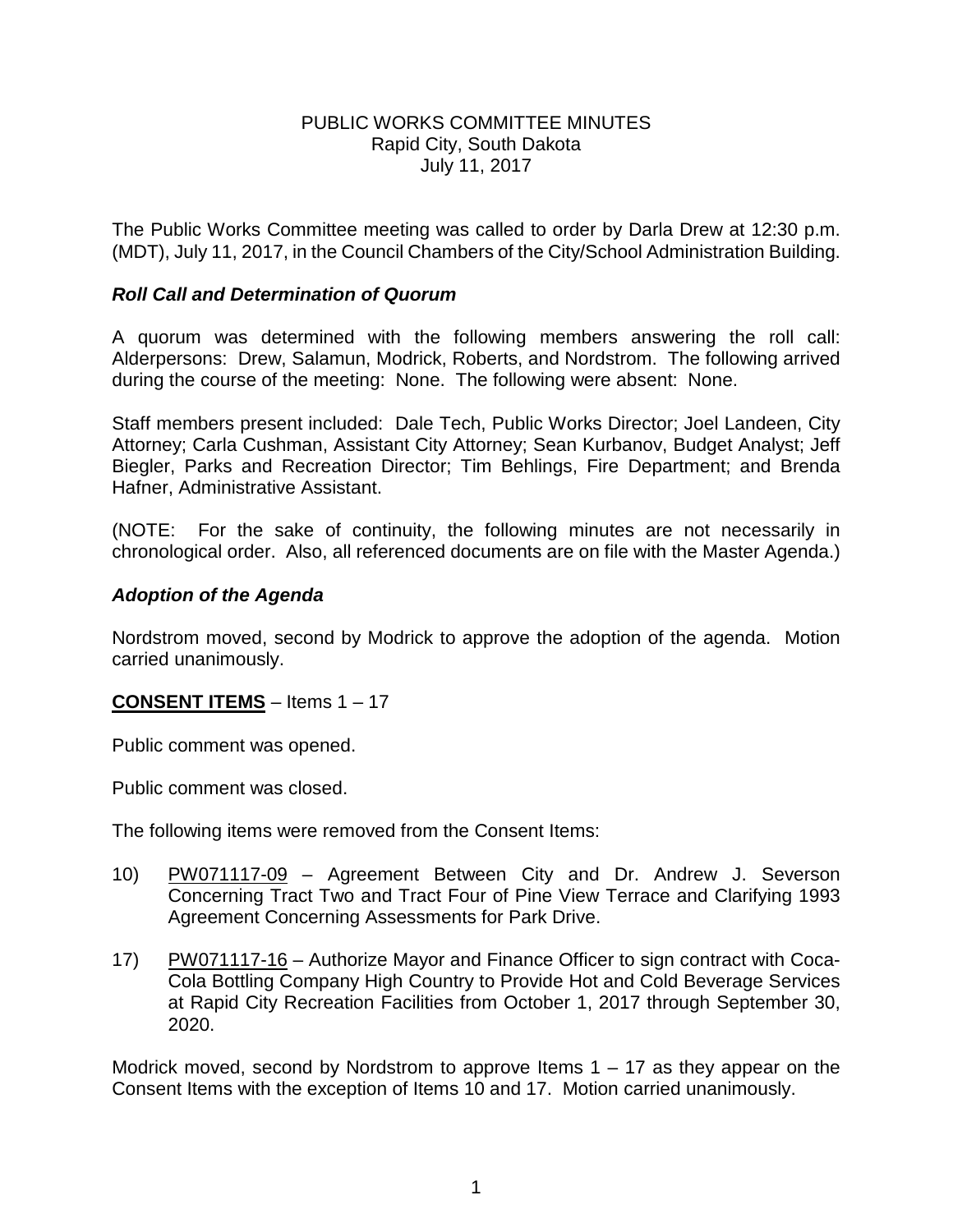# PUBLIC WORKS COMMITTEE MINUTES
Rapid City, South Dakota
July 11, 2017

The Public Works Committee meeting was called to order by Darla Drew at 12:30 p.m. (MDT), July 11, 2017, in the Council Chambers of the City/School Administration Building.

### *Roll Call and Determination of Quorum*

A quorum was determined with the following members answering the roll call: Alderpersons: Drew, Salamun, Modrick, Roberts, and Nordstrom. The following arrived during the course of the meeting: None. The following were absent: None.

Staff members present included: Dale Tech, Public Works Director; Joel Landeen, City Attorney; Carla Cushman, Assistant City Attorney; Sean Kurbanov, Budget Analyst; Jeff Biegler, Parks and Recreation Director; Tim Behlings, Fire Department; and Brenda Hafner, Administrative Assistant.

(NOTE: For the sake of continuity, the following minutes are not necessarily in chronological order. Also, all referenced documents are on file with the Master Agenda.)

### *Adoption of the Agenda*

Nordstrom moved, second by Modrick to approve the adoption of the agenda. Motion carried unanimously.

**CONSENT ITEMS** – Items 1 – 17

Public comment was opened.

Public comment was closed.

The following items were removed from the Consent Items:

10) PW071117-09 – Agreement Between City and Dr. Andrew J. Severson Concerning Tract Two and Tract Four of Pine View Terrace and Clarifying 1993 Agreement Concerning Assessments for Park Drive.

17) PW071117-16 – Authorize Mayor and Finance Officer to sign contract with Coca-Cola Bottling Company High Country to Provide Hot and Cold Beverage Services at Rapid City Recreation Facilities from October 1, 2017 through September 30, 2020.

Modrick moved, second by Nordstrom to approve Items 1 – 17 as they appear on the Consent Items with the exception of Items 10 and 17. Motion carried unanimously.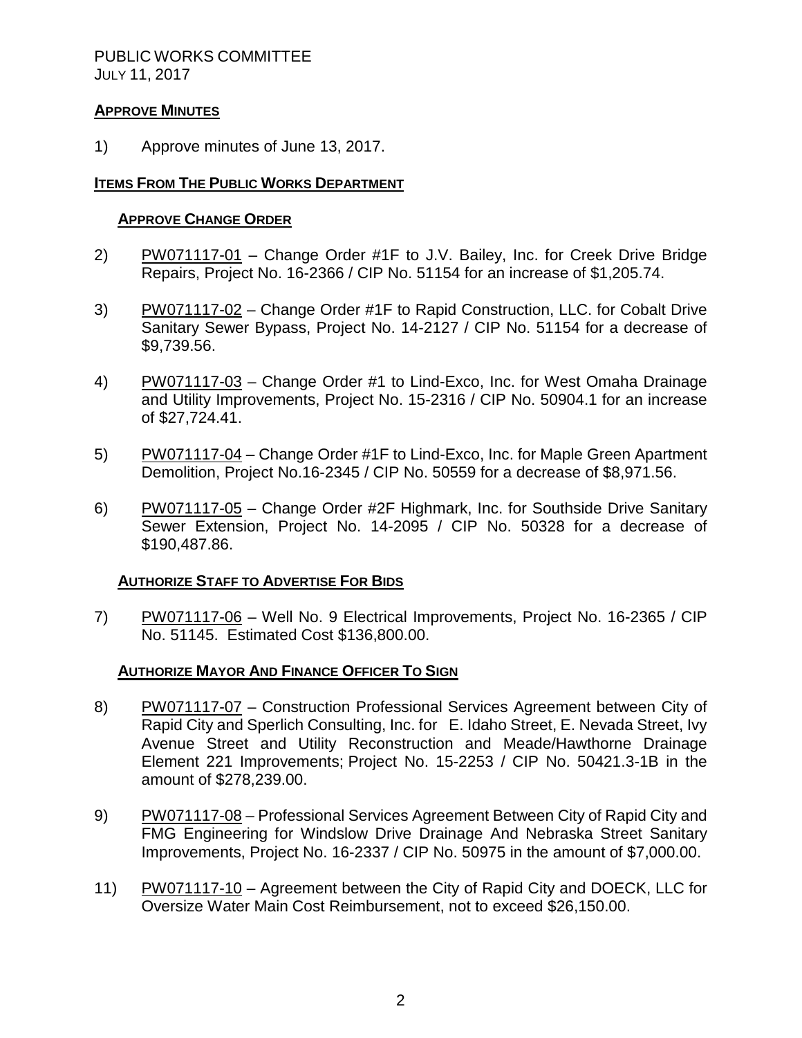PUBLIC WORKS COMMITTEE
JULY 11, 2017

## APPROVE MINUTES

1) Approve minutes of June 13, 2017.

## ITEMS FROM THE PUBLIC WORKS DEPARTMENT

### APPROVE CHANGE ORDER

2) PW071117-01 – Change Order #1F to J.V. Bailey, Inc. for Creek Drive Bridge Repairs, Project No. 16-2366 / CIP No. 51154 for an increase of $1,205.74.

3) PW071117-02 – Change Order #1F to Rapid Construction, LLC. for Cobalt Drive Sanitary Sewer Bypass, Project No. 14-2127 / CIP No. 51154 for a decrease of $9,739.56.

4) PW071117-03 – Change Order #1 to Lind-Exco, Inc. for West Omaha Drainage and Utility Improvements, Project No. 15-2316 / CIP No. 50904.1 for an increase of $27,724.41.

5) PW071117-04 – Change Order #1F to Lind-Exco, Inc. for Maple Green Apartment Demolition, Project No.16-2345 / CIP No. 50559 for a decrease of $8,971.56.

6) PW071117-05 – Change Order #2F Highmark, Inc. for Southside Drive Sanitary Sewer Extension, Project No. 14-2095 / CIP No. 50328 for a decrease of $190,487.86.

### AUTHORIZE STAFF TO ADVERTISE FOR BIDS

7) PW071117-06 – Well No. 9 Electrical Improvements, Project No. 16-2365 / CIP No. 51145. Estimated Cost $136,800.00.

### AUTHORIZE MAYOR AND FINANCE OFFICER TO SIGN

8) PW071117-07 – Construction Professional Services Agreement between City of Rapid City and Sperlich Consulting, Inc. for E. Idaho Street, E. Nevada Street, Ivy Avenue Street and Utility Reconstruction and Meade/Hawthorne Drainage Element 221 Improvements; Project No. 15-2253 / CIP No. 50421.3-1B in the amount of $278,239.00.

9) PW071117-08 – Professional Services Agreement Between City of Rapid City and FMG Engineering for Windslow Drive Drainage And Nebraska Street Sanitary Improvements, Project No. 16-2337 / CIP No. 50975 in the amount of $7,000.00.

11) PW071117-10 – Agreement between the City of Rapid City and DOECK, LLC for Oversize Water Main Cost Reimbursement, not to exceed $26,150.00.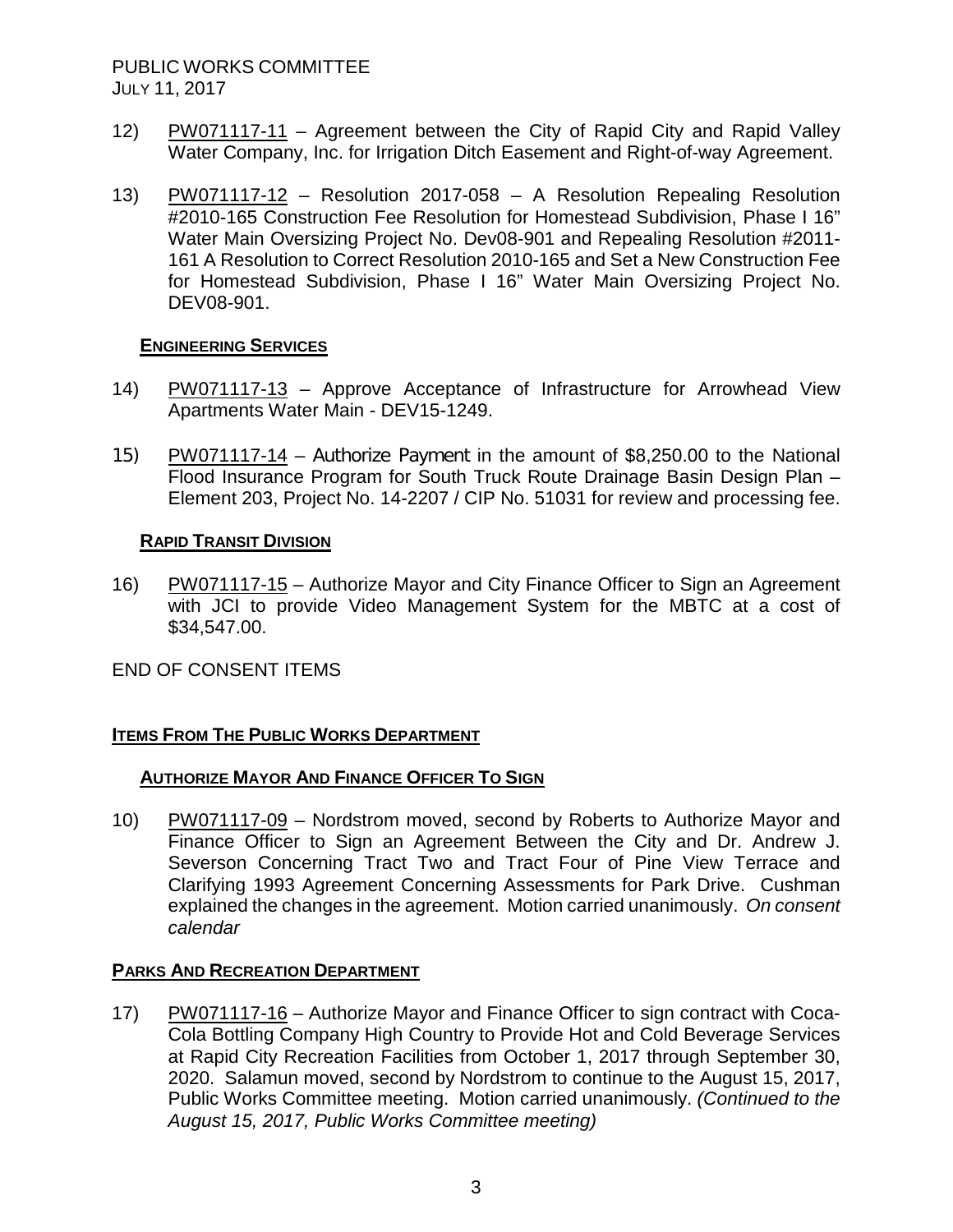12) PW071117-11 – Agreement between the City of Rapid City and Rapid Valley Water Company, Inc. for Irrigation Ditch Easement and Right-of-way Agreement.

13) PW071117-12 – Resolution 2017-058 – A Resolution Repealing Resolution #2010-165 Construction Fee Resolution for Homestead Subdivision, Phase I 16" Water Main Oversizing Project No. Dev08-901 and Repealing Resolution #2011-161 A Resolution to Correct Resolution 2010-165 and Set a New Construction Fee for Homestead Subdivision, Phase I 16" Water Main Oversizing Project No. DEV08-901.

### Engineering Services

14) PW071117-13 – Approve Acceptance of Infrastructure for Arrowhead View Apartments Water Main - DEV15-1249.

15) PW071117-14 – Authorize Payment in the amount of $8,250.00 to the National Flood Insurance Program for South Truck Route Drainage Basin Design Plan – Element 203, Project No. 14-2207 / CIP No. 51031 for review and processing fee.

### Rapid Transit Division

16) PW071117-15 – Authorize Mayor and City Finance Officer to Sign an Agreement with JCI to provide Video Management System for the MBTC at a cost of $34,547.00.

END OF CONSENT ITEMS

## Items From The Public Works Department

### Authorize Mayor And Finance Officer To Sign

10) PW071117-09 – Nordstrom moved, second by Roberts to Authorize Mayor and Finance Officer to Sign an Agreement Between the City and Dr. Andrew J. Severson Concerning Tract Two and Tract Four of Pine View Terrace and Clarifying 1993 Agreement Concerning Assessments for Park Drive. Cushman explained the changes in the agreement. Motion carried unanimously. *On consent calendar*

## Parks And Recreation Department

17) PW071117-16 – Authorize Mayor and Finance Officer to sign contract with Coca-Cola Bottling Company High Country to Provide Hot and Cold Beverage Services at Rapid City Recreation Facilities from October 1, 2017 through September 30, 2020. Salamun moved, second by Nordstrom to continue to the August 15, 2017, Public Works Committee meeting. Motion carried unanimously. *(Continued to the August 15, 2017, Public Works Committee meeting)*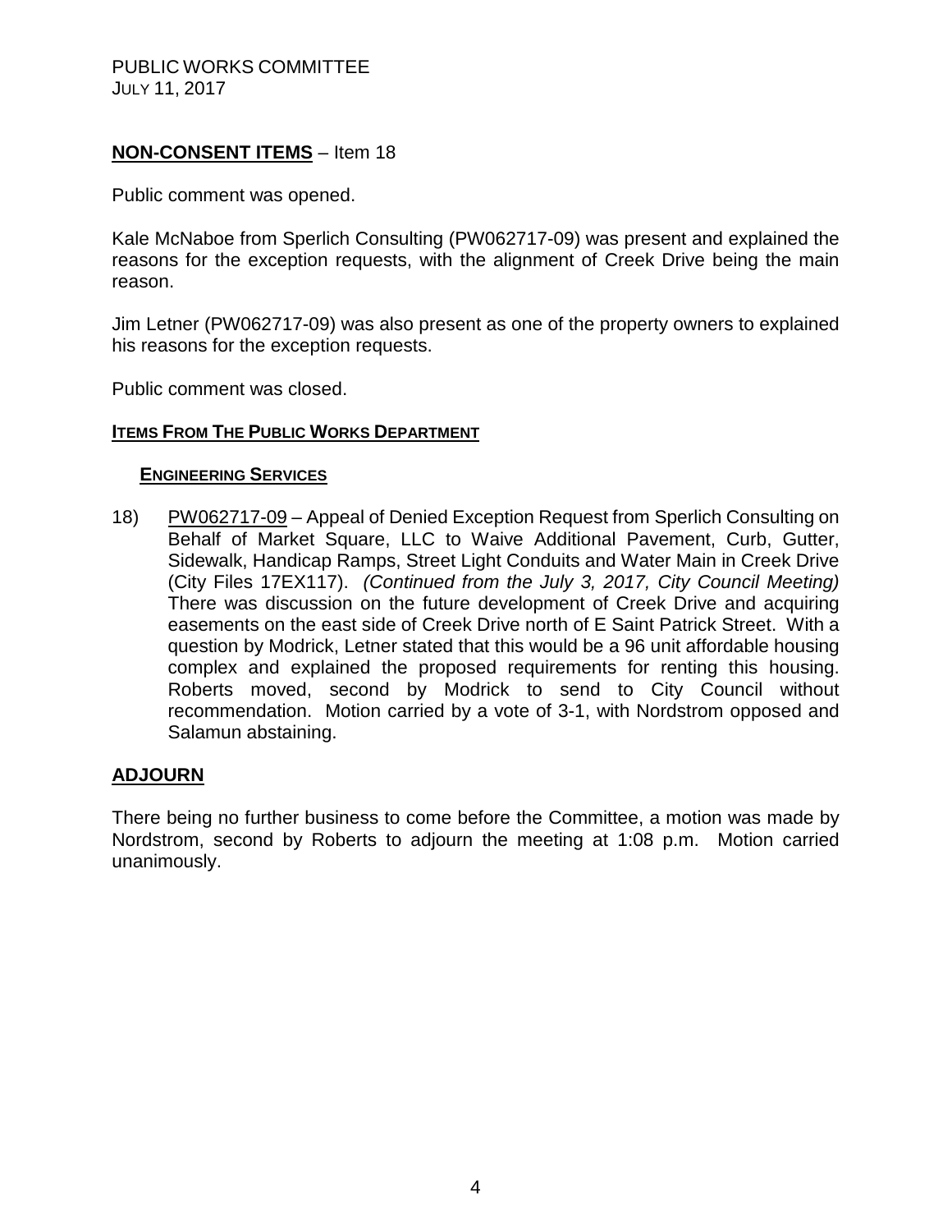## **NON-CONSENT ITEMS** – Item 18

Public comment was opened.

Kale McNaboe from Sperlich Consulting (PW062717-09) was present and explained the reasons for the exception requests, with the alignment of Creek Drive being the main reason.

Jim Letner (PW062717-09) was also present as one of the property owners to explained his reasons for the exception requests.

Public comment was closed.

#### **ITEMS FROM THE PUBLIC WORKS DEPARTMENT**

##### **ENGINEERING SERVICES**

18) PW062717-09 – Appeal of Denied Exception Request from Sperlich Consulting on Behalf of Market Square, LLC to Waive Additional Pavement, Curb, Gutter, Sidewalk, Handicap Ramps, Street Light Conduits and Water Main in Creek Drive (City Files 17EX117). *(Continued from the July 3, 2017, City Council Meeting)* There was discussion on the future development of Creek Drive and acquiring easements on the east side of Creek Drive north of E Saint Patrick Street. With a question by Modrick, Letner stated that this would be a 96 unit affordable housing complex and explained the proposed requirements for renting this housing. Roberts moved, second by Modrick to send to City Council without recommendation. Motion carried by a vote of 3-1, with Nordstrom opposed and Salamun abstaining.

## **ADJOURN**

There being no further business to come before the Committee, a motion was made by Nordstrom, second by Roberts to adjourn the meeting at 1:08 p.m. Motion carried unanimously.